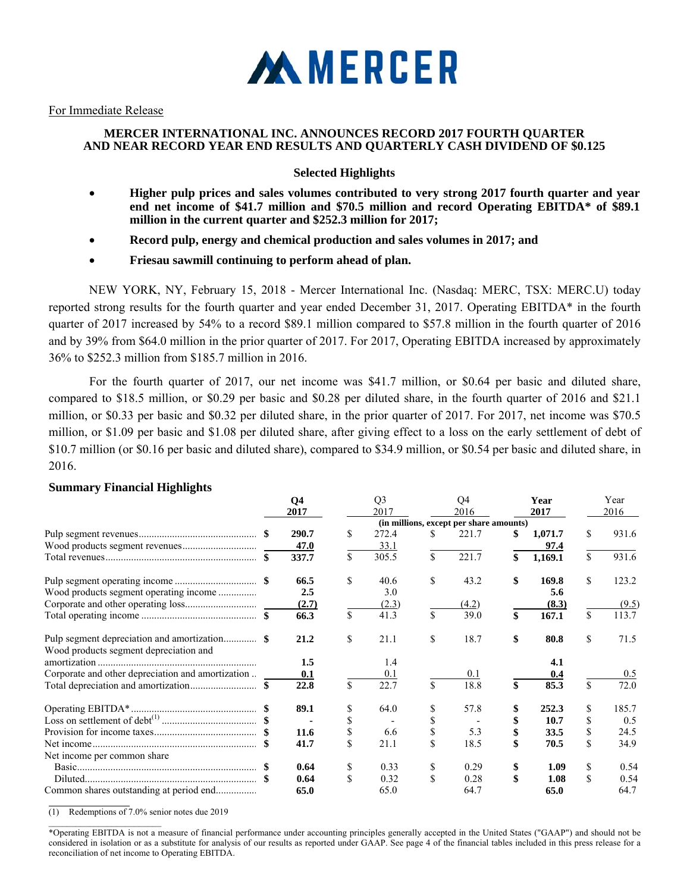# MERCER

For Immediate Release

## MERCER INTERNATIONAL INC. ANNOUNCES RECORD 2017 FOURTH QUARTER AND NEAR RECORD YEAR END RESULTS AND QUARTERLY CASH DIVIDEND OF $0.125

### Selected Highlights

- **Higher pulp prices and sales volumes contributed to very strong 2017 fourth quarter and year end net income of $41.7 million and $70.5 million and record Operating EBITDA* of $89.1 million in the current quarter and $252.3 million for 2017;**
- **Record pulp, energy and chemical production and sales volumes in 2017; and**
- **Friesau sawmill continuing to perform ahead of plan.**

NEW YORK, NY, February 15, 2018 - Mercer International Inc. (Nasdaq: MERC, TSX: MERC.U) today reported strong results for the fourth quarter and year ended December 31, 2017. Operating EBITDA* in the fourth quarter of 2017 increased by 54% to a record $89.1 million compared to $57.8 million in the fourth quarter of 2016 and by 39% from $64.0 million in the prior quarter of 2017. For 2017, Operating EBITDA increased by approximately 36% to $252.3 million from $185.7 million in 2016.

For the fourth quarter of 2017, our net income was $41.7 million, or $0.64 per basic and diluted share, compared to $18.5 million, or $0.29 per basic and $0.28 per diluted share, in the fourth quarter of 2016 and $21.1 million, or $0.33 per basic and $0.32 per diluted share, in the prior quarter of 2017. For 2017, net income was $70.5 million, or $1.09 per basic and $1.08 per diluted share, after giving effect to a loss on the early settlement of debt of $10.7 million (or $0.16 per basic and diluted share), compared to $34.9 million, or $0.54 per basic and diluted share, in 2016.

### Summary Financial Highlights

| | **Q4 2017** | Q3 2017 | Q4 2016 | **Year 2017** | Year 2016 |
|---|---|---|---|---|---|
| | | (in millions, except per share amounts) | | | |
| Pulp segment revenues | **$ 290.7** | $ 272.4 | $ 221.7 | **$ 1,071.7** | $ 931.6 |
| Wood products segment revenues | **47.0** | 33.1 | | **97.4** | |
| Total revenues | **$ 337.7** | $ 305.5 | $ 221.7 | **$ 1,169.1** | $ 931.6 |
| Pulp segment operating income | **$ 66.5** | $ 40.6 | $ 43.2 | **$ 169.8** | $ 123.2 |
| Wood products segment operating income | **2.5** | 3.0 | | **5.6** | |
| Corporate and other operating loss | **(2.7)** | (2.3) | (4.2) | **(8.3)** | (9.5) |
| Total operating income | **$ 66.3** | $ 41.3 | $ 39.0 | **$ 167.1** | $ 113.7 |
| Pulp segment depreciation and amortization | **$ 21.2** | $ 21.1 | $ 18.7 | **$ 80.8** | $ 71.5 |
| Wood products segment depreciation and amortization | **1.5** | 1.4 | | **4.1** | |
| Corporate and other depreciation and amortization | **0.1** | 0.1 | 0.1 | **0.4** | 0.5 |
| Total depreciation and amortization | **$ 22.8** | $ 22.7 | $ 18.8 | **$ 85.3** | $ 72.0 |
| Operating EBITDA* | **$ 89.1** | $ 64.0 | $ 57.8 | **$ 252.3** | $ 185.7 |
| Loss on settlement of debt[(1)] | **$ -** | $ - | $ - | **$ 10.7** | $ 0.5 |
| Provision for income taxes | **$ 11.6** | $ 6.6 | $ 5.3 | **$ 33.5** | $ 24.5 |
| Net income | **$ 41.7** | $ 21.1 | $ 18.5 | **$ 70.5** | $ 34.9 |
| Net income per common share | | | | | |
| Basic | **$ 0.64** | $ 0.33 | $ 0.29 | **$ 1.09** | $ 0.54 |
| Diluted | **$ 0.64** | $ 0.32 | $ 0.28 | **$ 1.08** | $ 0.54 |
| Common shares outstanding at period end | **65.0** | 65.0 | 64.7 | **65.0** | 64.7 |

(1) Redemptions of 7.0% senior notes due 2019

*Operating EBITDA is not a measure of financial performance under accounting principles generally accepted in the United States ("GAAP") and should not be considered in isolation or as a substitute for analysis of our results as reported under GAAP. See page 4 of the financial tables included in this press release for a reconciliation of net income to Operating EBITDA.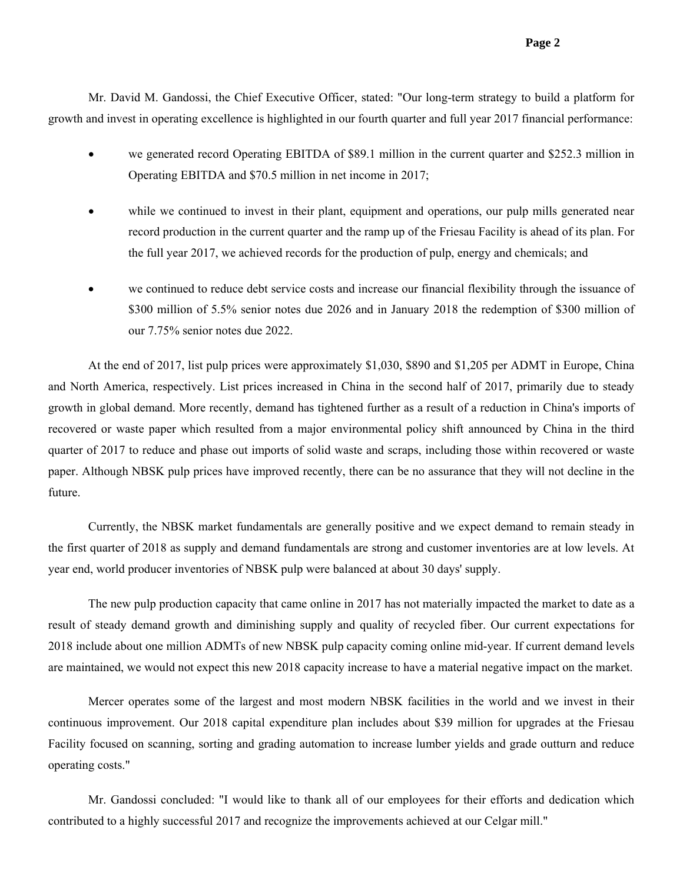Mr. David M. Gandossi, the Chief Executive Officer, stated: "Our long-term strategy to build a platform for growth and invest in operating excellence is highlighted in our fourth quarter and full year 2017 financial performance:

- we generated record Operating EBITDA of $89.1 million in the current quarter and $252.3 million in Operating EBITDA and $70.5 million in net income in 2017;
- while we continued to invest in their plant, equipment and operations, our pulp mills generated near record production in the current quarter and the ramp up of the Friesau Facility is ahead of its plan. For the full year 2017, we achieved records for the production of pulp, energy and chemicals; and
- we continued to reduce debt service costs and increase our financial flexibility through the issuance of $300 million of 5.5% senior notes due 2026 and in January 2018 the redemption of $300 million of our 7.75% senior notes due 2022.

At the end of 2017, list pulp prices were approximately $1,030, $890 and $1,205 per ADMT in Europe, China and North America, respectively. List prices increased in China in the second half of 2017, primarily due to steady growth in global demand. More recently, demand has tightened further as a result of a reduction in China's imports of recovered or waste paper which resulted from a major environmental policy shift announced by China in the third quarter of 2017 to reduce and phase out imports of solid waste and scraps, including those within recovered or waste paper. Although NBSK pulp prices have improved recently, there can be no assurance that they will not decline in the future.

Currently, the NBSK market fundamentals are generally positive and we expect demand to remain steady in the first quarter of 2018 as supply and demand fundamentals are strong and customer inventories are at low levels. At year end, world producer inventories of NBSK pulp were balanced at about 30 days' supply.

The new pulp production capacity that came online in 2017 has not materially impacted the market to date as a result of steady demand growth and diminishing supply and quality of recycled fiber. Our current expectations for 2018 include about one million ADMTs of new NBSK pulp capacity coming online mid-year. If current demand levels are maintained, we would not expect this new 2018 capacity increase to have a material negative impact on the market.

Mercer operates some of the largest and most modern NBSK facilities in the world and we invest in their continuous improvement. Our 2018 capital expenditure plan includes about $39 million for upgrades at the Friesau Facility focused on scanning, sorting and grading automation to increase lumber yields and grade outturn and reduce operating costs."

Mr. Gandossi concluded: "I would like to thank all of our employees for their efforts and dedication which contributed to a highly successful 2017 and recognize the improvements achieved at our Celgar mill."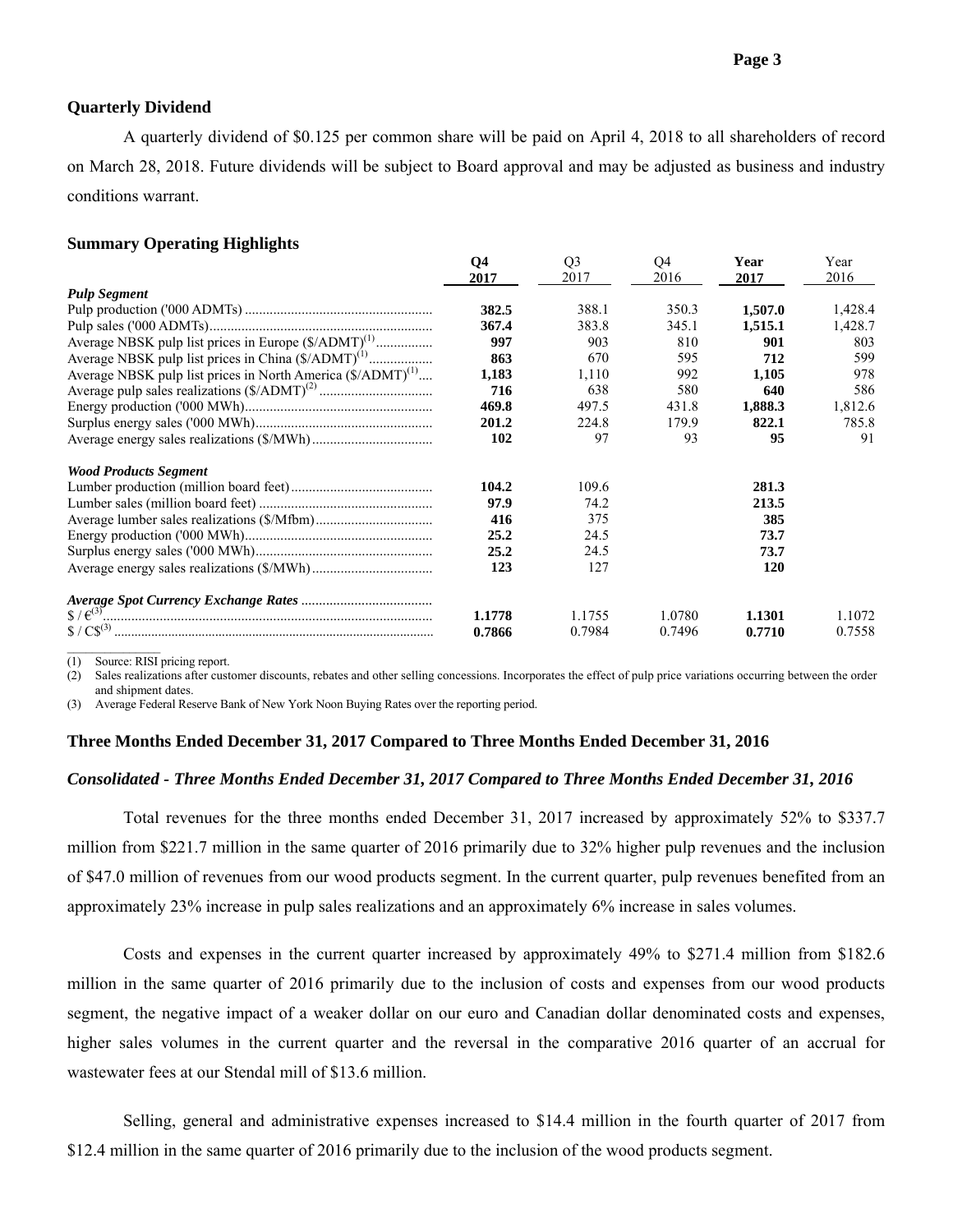## Quarterly Dividend

A quarterly dividend of $0.125 per common share will be paid on April 4, 2018 to all shareholders of record on March 28, 2018. Future dividends will be subject to Board approval and may be adjusted as business and industry conditions warrant.

## Summary Operating Highlights

| | Q4 2017 | Q3 2017 | Q4 2016 | Year 2017 | Year 2016 |
|---|---|---|---|---|---|
| ***Pulp Segment*** | | | | | |
| Pulp production ('000 ADMTs) | **382.5** | 388.1 | 350.3 | **1,507.0** | 1,428.4 |
| Pulp sales ('000 ADMTs) | **367.4** | 383.8 | 345.1 | **1,515.1** | 1,428.7 |
| Average NBSK pulp list prices in Europe ($/ADMT)(1) | **997** | 903 | 810 | **901** | 803 |
| Average NBSK pulp list prices in China ($/ADMT)(1) | **863** | 670 | 595 | **712** | 599 |
| Average NBSK pulp list prices in North America ($/ADMT)(1) | **1,183** | 1,110 | 992 | **1,105** | 978 |
| Average pulp sales realizations ($/ADMT)(2) | **716** | 638 | 580 | **640** | 586 |
| Energy production ('000 MWh) | **469.8** | 497.5 | 431.8 | **1,888.3** | 1,812.6 |
| Surplus energy sales ('000 MWh) | **201.2** | 224.8 | 179.9 | **822.1** | 785.8 |
| Average energy sales realizations ($/MWh) | **102** | 97 | 93 | **95** | 91 |
| ***Wood Products Segment*** | | | | | |
| Lumber production (million board feet) | **104.2** | 109.6 | | **281.3** | |
| Lumber sales (million board feet) | **97.9** | 74.2 | | **213.5** | |
| Average lumber sales realizations ($/Mfbm) | **416** | 375 | | **385** | |
| Energy production ('000 MWh) | **25.2** | 24.5 | | **73.7** | |
| Surplus energy sales ('000 MWh) | **25.2** | 24.5 | | **73.7** | |
| Average energy sales realizations ($/MWh) | **123** | 127 | | **120** | |
| ***Average Spot Currency Exchange Rates*** | | | | | |
| $ / €(3) | **1.1778** | 1.1755 | 1.0780 | **1.1301** | 1.1072 |
| $ / C$(3) | **0.7866** | 0.7984 | 0.7496 | **0.7710** | 0.7558 |

(1) Source: RISI pricing report.
(2) Sales realizations after customer discounts, rebates and other selling concessions. Incorporates the effect of pulp price variations occurring between the order and shipment dates.
(3) Average Federal Reserve Bank of New York Noon Buying Rates over the reporting period.

## Three Months Ended December 31, 2017 Compared to Three Months Ended December 31, 2016

### *Consolidated - Three Months Ended December 31, 2017 Compared to Three Months Ended December 31, 2016*

Total revenues for the three months ended December 31, 2017 increased by approximately 52% to $337.7 million from $221.7 million in the same quarter of 2016 primarily due to 32% higher pulp revenues and the inclusion of $47.0 million of revenues from our wood products segment. In the current quarter, pulp revenues benefited from an approximately 23% increase in pulp sales realizations and an approximately 6% increase in sales volumes.

Costs and expenses in the current quarter increased by approximately 49% to $271.4 million from $182.6 million in the same quarter of 2016 primarily due to the inclusion of costs and expenses from our wood products segment, the negative impact of a weaker dollar on our euro and Canadian dollar denominated costs and expenses, higher sales volumes in the current quarter and the reversal in the comparative 2016 quarter of an accrual for wastewater fees at our Stendal mill of $13.6 million.

Selling, general and administrative expenses increased to $14.4 million in the fourth quarter of 2017 from $12.4 million in the same quarter of 2016 primarily due to the inclusion of the wood products segment.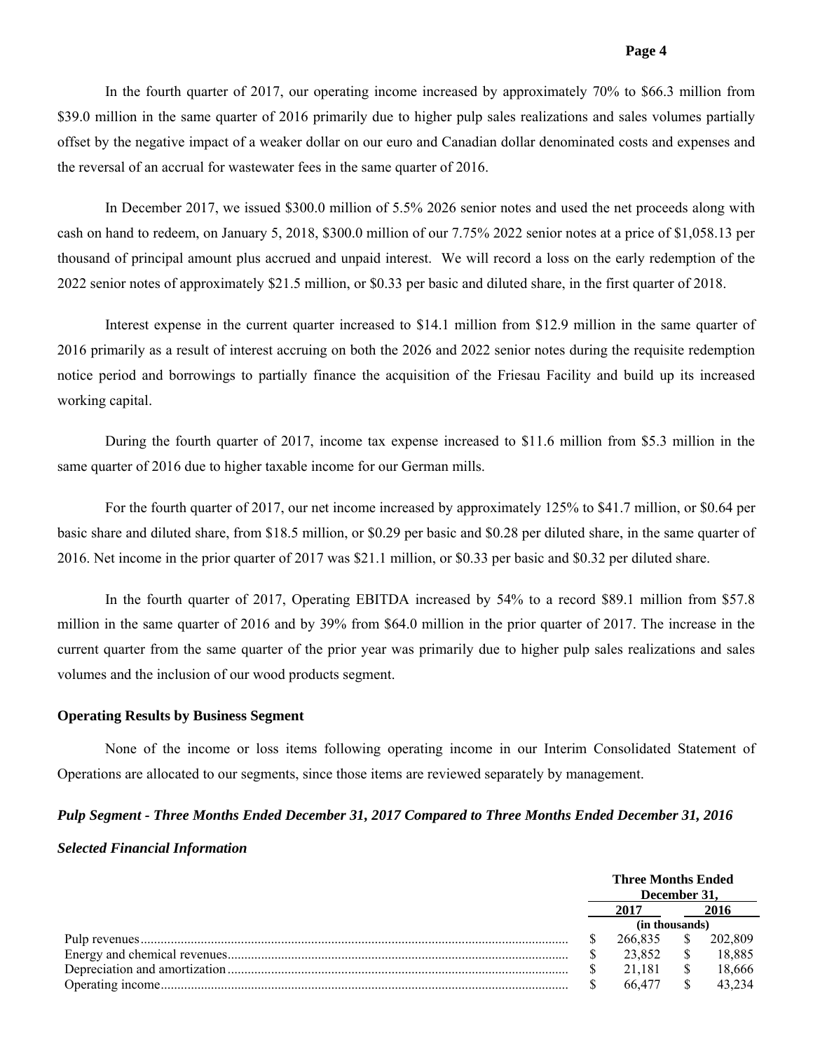In the fourth quarter of 2017, our operating income increased by approximately 70% to $66.3 million from $39.0 million in the same quarter of 2016 primarily due to higher pulp sales realizations and sales volumes partially offset by the negative impact of a weaker dollar on our euro and Canadian dollar denominated costs and expenses and the reversal of an accrual for wastewater fees in the same quarter of 2016.

In December 2017, we issued $300.0 million of 5.5% 2026 senior notes and used the net proceeds along with cash on hand to redeem, on January 5, 2018, $300.0 million of our 7.75% 2022 senior notes at a price of $1,058.13 per thousand of principal amount plus accrued and unpaid interest. We will record a loss on the early redemption of the 2022 senior notes of approximately $21.5 million, or $0.33 per basic and diluted share, in the first quarter of 2018.

Interest expense in the current quarter increased to $14.1 million from $12.9 million in the same quarter of 2016 primarily as a result of interest accruing on both the 2026 and 2022 senior notes during the requisite redemption notice period and borrowings to partially finance the acquisition of the Friesau Facility and build up its increased working capital.

During the fourth quarter of 2017, income tax expense increased to $11.6 million from $5.3 million in the same quarter of 2016 due to higher taxable income for our German mills.

For the fourth quarter of 2017, our net income increased by approximately 125% to $41.7 million, or $0.64 per basic share and diluted share, from $18.5 million, or $0.29 per basic and $0.28 per diluted share, in the same quarter of 2016. Net income in the prior quarter of 2017 was $21.1 million, or $0.33 per basic and $0.32 per diluted share.

In the fourth quarter of 2017, Operating EBITDA increased by 54% to a record $89.1 million from $57.8 million in the same quarter of 2016 and by 39% from $64.0 million in the prior quarter of 2017. The increase in the current quarter from the same quarter of the prior year was primarily due to higher pulp sales realizations and sales volumes and the inclusion of our wood products segment.

**Operating Results by Business Segment**

None of the income or loss items following operating income in our Interim Consolidated Statement of Operations are allocated to our segments, since those items are reviewed separately by management.

***Pulp Segment - Three Months Ended December 31, 2017 Compared to Three Months Ended December 31, 2016***

***Selected Financial Information***

| | Three Months Ended December 31, | |
|---|---|---|
| | 2017 | 2016 |
| | (in thousands) | |
| Pulp revenues | $ 266,835 | $ 202,809 |
| Energy and chemical revenues | $ 23,852 | $ 18,885 |
| Depreciation and amortization | $ 21,181 | $ 18,666 |
| Operating income | $ 66,477 | $ 43,234 |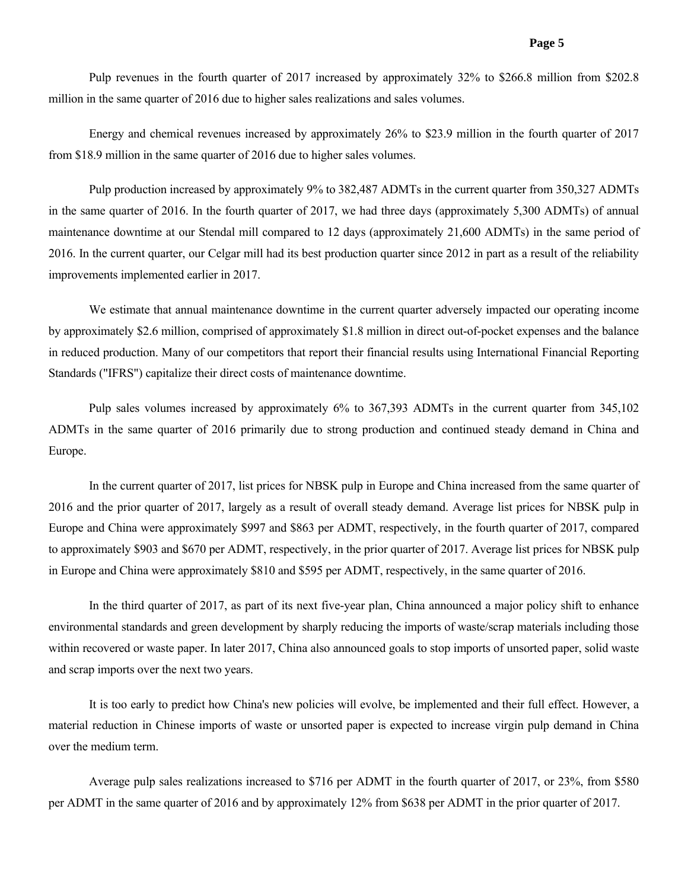Pulp revenues in the fourth quarter of 2017 increased by approximately 32% to $266.8 million from $202.8 million in the same quarter of 2016 due to higher sales realizations and sales volumes.

Energy and chemical revenues increased by approximately 26% to $23.9 million in the fourth quarter of 2017 from $18.9 million in the same quarter of 2016 due to higher sales volumes.

Pulp production increased by approximately 9% to 382,487 ADMTs in the current quarter from 350,327 ADMTs in the same quarter of 2016. In the fourth quarter of 2017, we had three days (approximately 5,300 ADMTs) of annual maintenance downtime at our Stendal mill compared to 12 days (approximately 21,600 ADMTs) in the same period of 2016. In the current quarter, our Celgar mill had its best production quarter since 2012 in part as a result of the reliability improvements implemented earlier in 2017.

We estimate that annual maintenance downtime in the current quarter adversely impacted our operating income by approximately $2.6 million, comprised of approximately $1.8 million in direct out-of-pocket expenses and the balance in reduced production. Many of our competitors that report their financial results using International Financial Reporting Standards ("IFRS") capitalize their direct costs of maintenance downtime.

Pulp sales volumes increased by approximately 6% to 367,393 ADMTs in the current quarter from 345,102 ADMTs in the same quarter of 2016 primarily due to strong production and continued steady demand in China and Europe.

In the current quarter of 2017, list prices for NBSK pulp in Europe and China increased from the same quarter of 2016 and the prior quarter of 2017, largely as a result of overall steady demand. Average list prices for NBSK pulp in Europe and China were approximately $997 and $863 per ADMT, respectively, in the fourth quarter of 2017, compared to approximately $903 and $670 per ADMT, respectively, in the prior quarter of 2017. Average list prices for NBSK pulp in Europe and China were approximately $810 and $595 per ADMT, respectively, in the same quarter of 2016.

In the third quarter of 2017, as part of its next five-year plan, China announced a major policy shift to enhance environmental standards and green development by sharply reducing the imports of waste/scrap materials including those within recovered or waste paper. In later 2017, China also announced goals to stop imports of unsorted paper, solid waste and scrap imports over the next two years.

It is too early to predict how China's new policies will evolve, be implemented and their full effect. However, a material reduction in Chinese imports of waste or unsorted paper is expected to increase virgin pulp demand in China over the medium term.

Average pulp sales realizations increased to $716 per ADMT in the fourth quarter of 2017, or 23%, from $580 per ADMT in the same quarter of 2016 and by approximately 12% from $638 per ADMT in the prior quarter of 2017.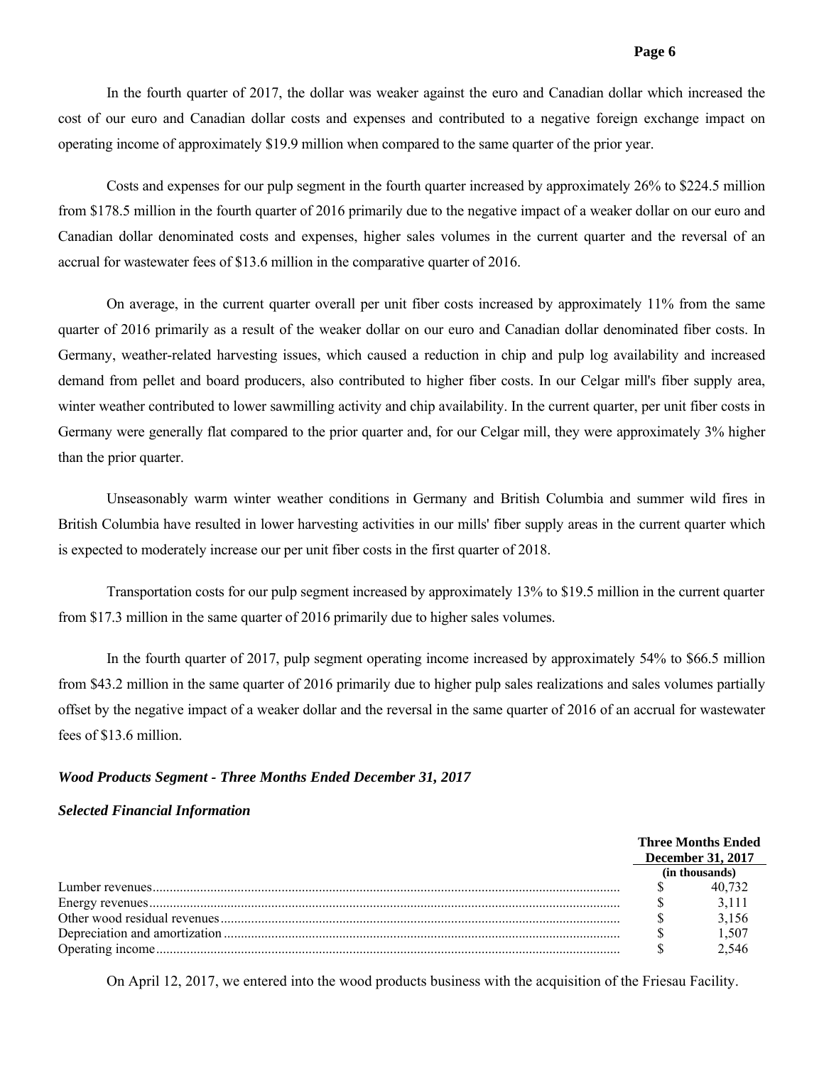In the fourth quarter of 2017, the dollar was weaker against the euro and Canadian dollar which increased the cost of our euro and Canadian dollar costs and expenses and contributed to a negative foreign exchange impact on operating income of approximately $19.9 million when compared to the same quarter of the prior year.

Costs and expenses for our pulp segment in the fourth quarter increased by approximately 26% to $224.5 million from $178.5 million in the fourth quarter of 2016 primarily due to the negative impact of a weaker dollar on our euro and Canadian dollar denominated costs and expenses, higher sales volumes in the current quarter and the reversal of an accrual for wastewater fees of $13.6 million in the comparative quarter of 2016.

On average, in the current quarter overall per unit fiber costs increased by approximately 11% from the same quarter of 2016 primarily as a result of the weaker dollar on our euro and Canadian dollar denominated fiber costs. In Germany, weather-related harvesting issues, which caused a reduction in chip and pulp log availability and increased demand from pellet and board producers, also contributed to higher fiber costs. In our Celgar mill's fiber supply area, winter weather contributed to lower sawmilling activity and chip availability. In the current quarter, per unit fiber costs in Germany were generally flat compared to the prior quarter and, for our Celgar mill, they were approximately 3% higher than the prior quarter.

Unseasonably warm winter weather conditions in Germany and British Columbia and summer wild fires in British Columbia have resulted in lower harvesting activities in our mills' fiber supply areas in the current quarter which is expected to moderately increase our per unit fiber costs in the first quarter of 2018.

Transportation costs for our pulp segment increased by approximately 13% to $19.5 million in the current quarter from $17.3 million in the same quarter of 2016 primarily due to higher sales volumes.

In the fourth quarter of 2017, pulp segment operating income increased by approximately 54% to $66.5 million from $43.2 million in the same quarter of 2016 primarily due to higher pulp sales realizations and sales volumes partially offset by the negative impact of a weaker dollar and the reversal in the same quarter of 2016 of an accrual for wastewater fees of $13.6 million.

***Wood Products Segment - Three Months Ended December 31, 2017***

***Selected Financial Information***

| | Three Months Ended December 31, 2017 |
|---|---|
| | (in thousands) |
| Lumber revenues | $ 40,732 |
| Energy revenues | $ 3,111 |
| Other wood residual revenues | $ 3,156 |
| Depreciation and amortization | $ 1,507 |
| Operating income | $ 2,546 |

On April 12, 2017, we entered into the wood products business with the acquisition of the Friesau Facility.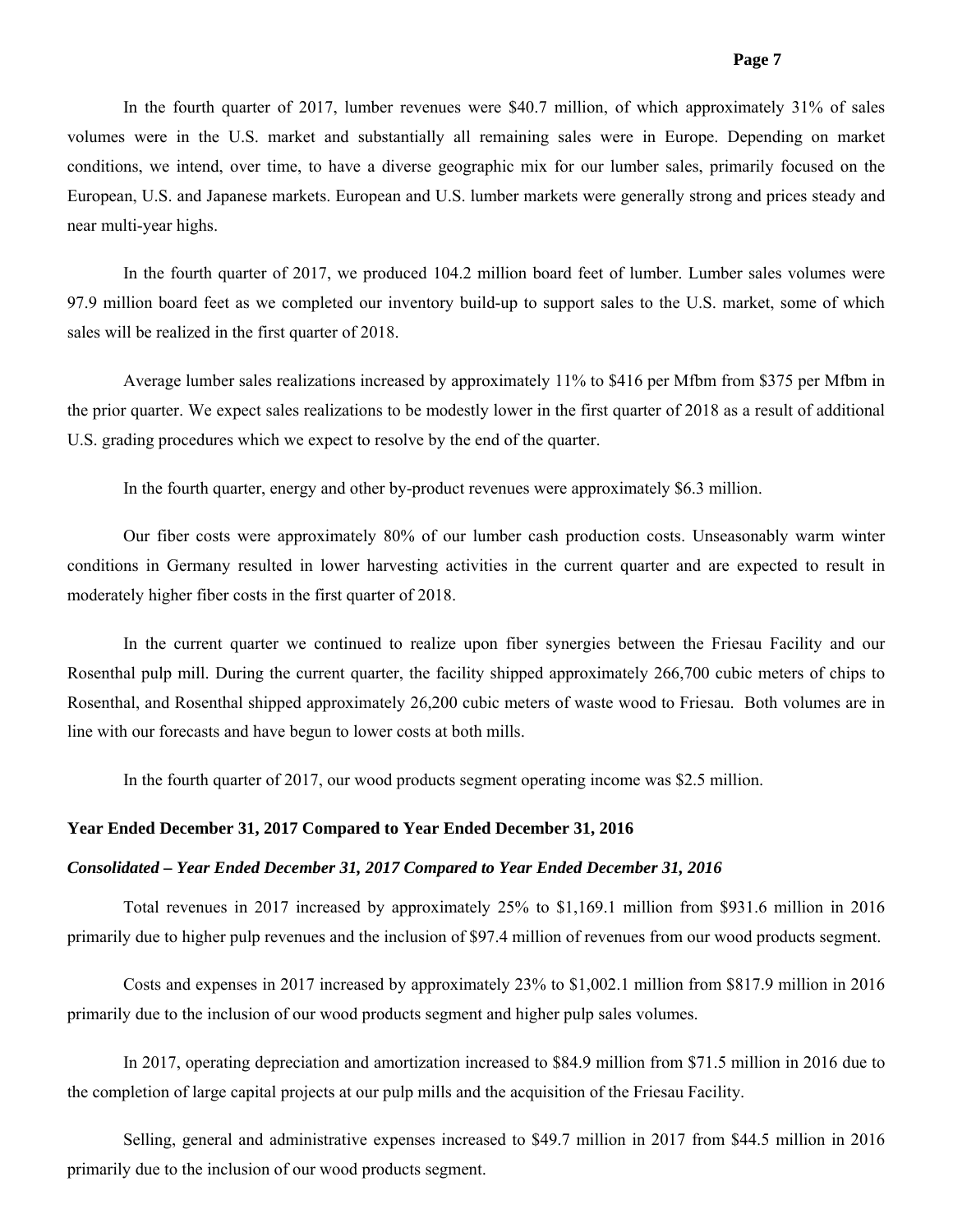In the fourth quarter of 2017, lumber revenues were $40.7 million, of which approximately 31% of sales volumes were in the U.S. market and substantially all remaining sales were in Europe. Depending on market conditions, we intend, over time, to have a diverse geographic mix for our lumber sales, primarily focused on the European, U.S. and Japanese markets. European and U.S. lumber markets were generally strong and prices steady and near multi-year highs.

In the fourth quarter of 2017, we produced 104.2 million board feet of lumber. Lumber sales volumes were 97.9 million board feet as we completed our inventory build-up to support sales to the U.S. market, some of which sales will be realized in the first quarter of 2018.

Average lumber sales realizations increased by approximately 11% to $416 per Mfbm from $375 per Mfbm in the prior quarter. We expect sales realizations to be modestly lower in the first quarter of 2018 as a result of additional U.S. grading procedures which we expect to resolve by the end of the quarter.

In the fourth quarter, energy and other by-product revenues were approximately $6.3 million.

Our fiber costs were approximately 80% of our lumber cash production costs. Unseasonably warm winter conditions in Germany resulted in lower harvesting activities in the current quarter and are expected to result in moderately higher fiber costs in the first quarter of 2018.

In the current quarter we continued to realize upon fiber synergies between the Friesau Facility and our Rosenthal pulp mill. During the current quarter, the facility shipped approximately 266,700 cubic meters of chips to Rosenthal, and Rosenthal shipped approximately 26,200 cubic meters of waste wood to Friesau. Both volumes are in line with our forecasts and have begun to lower costs at both mills.

In the fourth quarter of 2017, our wood products segment operating income was $2.5 million.

## Year Ended December 31, 2017 Compared to Year Ended December 31, 2016

### *Consolidated – Year Ended December 31, 2017 Compared to Year Ended December 31, 2016*

Total revenues in 2017 increased by approximately 25% to $1,169.1 million from $931.6 million in 2016 primarily due to higher pulp revenues and the inclusion of $97.4 million of revenues from our wood products segment.

Costs and expenses in 2017 increased by approximately 23% to $1,002.1 million from $817.9 million in 2016 primarily due to the inclusion of our wood products segment and higher pulp sales volumes.

In 2017, operating depreciation and amortization increased to $84.9 million from $71.5 million in 2016 due to the completion of large capital projects at our pulp mills and the acquisition of the Friesau Facility.

Selling, general and administrative expenses increased to $49.7 million in 2017 from $44.5 million in 2016 primarily due to the inclusion of our wood products segment.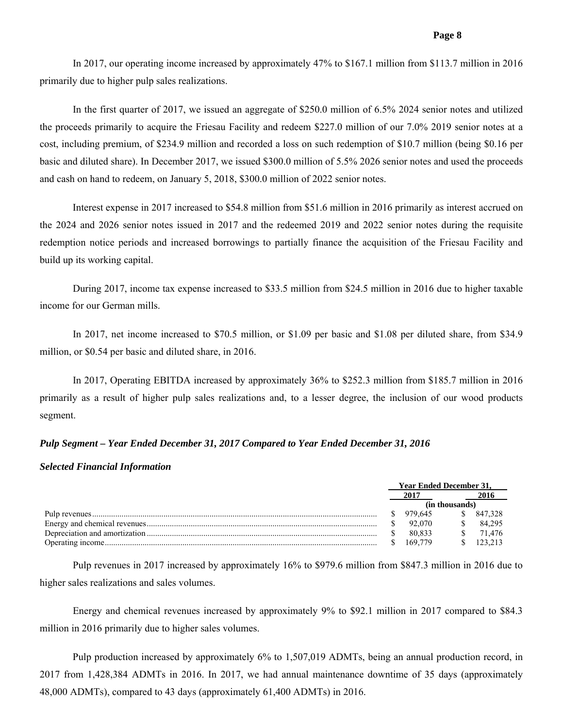In 2017, our operating income increased by approximately 47% to $167.1 million from $113.7 million in 2016 primarily due to higher pulp sales realizations.

In the first quarter of 2017, we issued an aggregate of $250.0 million of 6.5% 2024 senior notes and utilized the proceeds primarily to acquire the Friesau Facility and redeem $227.0 million of our 7.0% 2019 senior notes at a cost, including premium, of $234.9 million and recorded a loss on such redemption of $10.7 million (being $0.16 per basic and diluted share). In December 2017, we issued $300.0 million of 5.5% 2026 senior notes and used the proceeds and cash on hand to redeem, on January 5, 2018, $300.0 million of 2022 senior notes.

Interest expense in 2017 increased to $54.8 million from $51.6 million in 2016 primarily as interest accrued on the 2024 and 2026 senior notes issued in 2017 and the redeemed 2019 and 2022 senior notes during the requisite redemption notice periods and increased borrowings to partially finance the acquisition of the Friesau Facility and build up its working capital.

During 2017, income tax expense increased to $33.5 million from $24.5 million in 2016 due to higher taxable income for our German mills.

In 2017, net income increased to $70.5 million, or $1.09 per basic and $1.08 per diluted share, from $34.9 million, or $0.54 per basic and diluted share, in 2016.

In 2017, Operating EBITDA increased by approximately 36% to $252.3 million from $185.7 million in 2016 primarily as a result of higher pulp sales realizations and, to a lesser degree, the inclusion of our wood products segment.

***Pulp Segment – Year Ended December 31, 2017 Compared to Year Ended December 31, 2016***

***Selected Financial Information***

| | Year Ended December 31, | |
|---|---|---|
| | 2017 | 2016 |
| | (in thousands) | |
| Pulp revenues | $ 979,645 | $ 847,328 |
| Energy and chemical revenues | $ 92,070 | $ 84,295 |
| Depreciation and amortization | $ 80,833 | $ 71,476 |
| Operating income | $ 169,779 | $ 123,213 |

Pulp revenues in 2017 increased by approximately 16% to $979.6 million from $847.3 million in 2016 due to higher sales realizations and sales volumes.

Energy and chemical revenues increased by approximately 9% to $92.1 million in 2017 compared to $84.3 million in 2016 primarily due to higher sales volumes.

Pulp production increased by approximately 6% to 1,507,019 ADMTs, being an annual production record, in 2017 from 1,428,384 ADMTs in 2016. In 2017, we had annual maintenance downtime of 35 days (approximately 48,000 ADMTs), compared to 43 days (approximately 61,400 ADMTs) in 2016.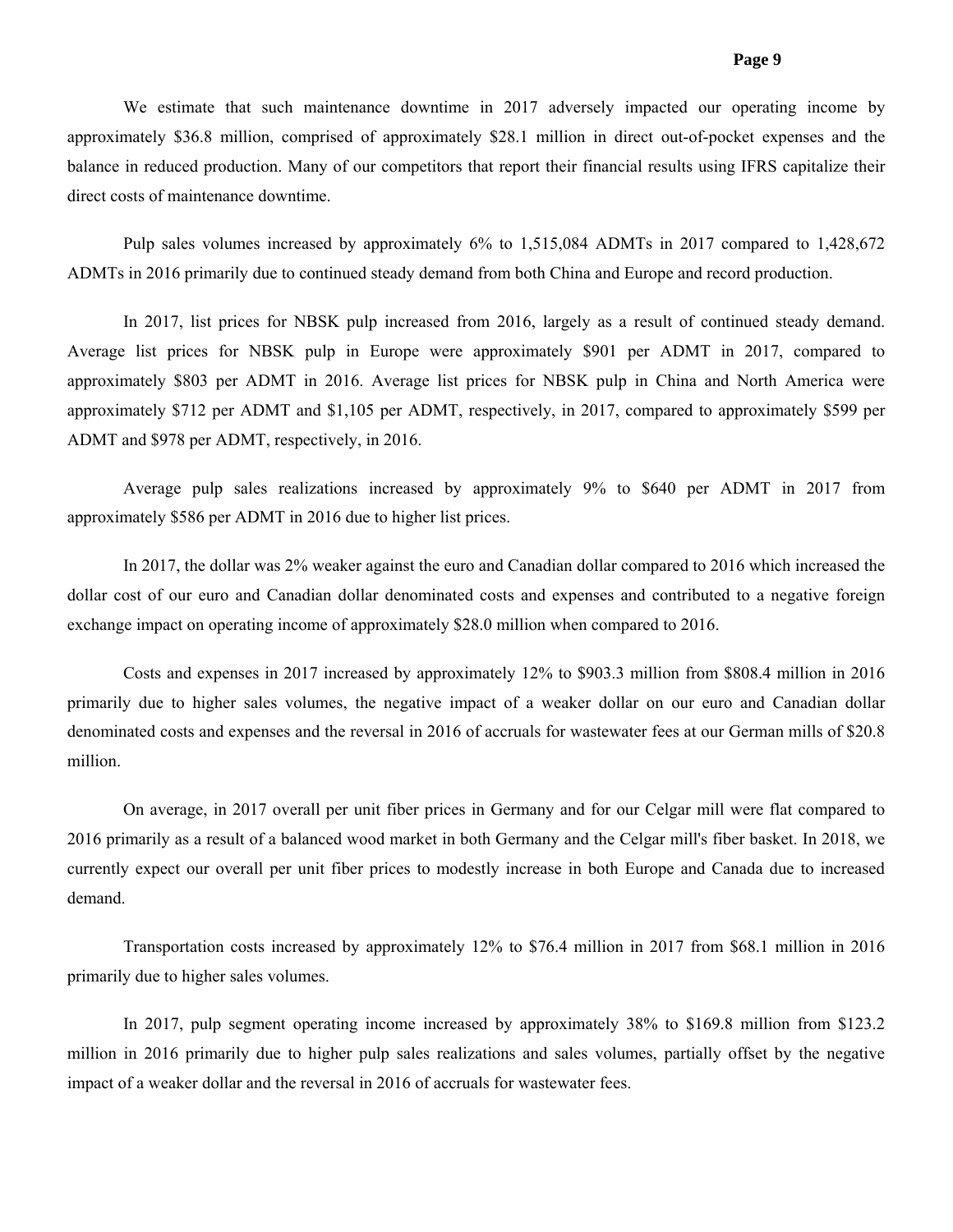We estimate that such maintenance downtime in 2017 adversely impacted our operating income by approximately $36.8 million, comprised of approximately $28.1 million in direct out-of-pocket expenses and the balance in reduced production. Many of our competitors that report their financial results using IFRS capitalize their direct costs of maintenance downtime.

Pulp sales volumes increased by approximately 6% to 1,515,084 ADMTs in 2017 compared to 1,428,672 ADMTs in 2016 primarily due to continued steady demand from both China and Europe and record production.

In 2017, list prices for NBSK pulp increased from 2016, largely as a result of continued steady demand. Average list prices for NBSK pulp in Europe were approximately $901 per ADMT in 2017, compared to approximately $803 per ADMT in 2016. Average list prices for NBSK pulp in China and North America were approximately $712 per ADMT and $1,105 per ADMT, respectively, in 2017, compared to approximately $599 per ADMT and $978 per ADMT, respectively, in 2016.

Average pulp sales realizations increased by approximately 9% to $640 per ADMT in 2017 from approximately $586 per ADMT in 2016 due to higher list prices.

In 2017, the dollar was 2% weaker against the euro and Canadian dollar compared to 2016 which increased the dollar cost of our euro and Canadian dollar denominated costs and expenses and contributed to a negative foreign exchange impact on operating income of approximately $28.0 million when compared to 2016.

Costs and expenses in 2017 increased by approximately 12% to $903.3 million from $808.4 million in 2016 primarily due to higher sales volumes, the negative impact of a weaker dollar on our euro and Canadian dollar denominated costs and expenses and the reversal in 2016 of accruals for wastewater fees at our German mills of $20.8 million.

On average, in 2017 overall per unit fiber prices in Germany and for our Celgar mill were flat compared to 2016 primarily as a result of a balanced wood market in both Germany and the Celgar mill's fiber basket. In 2018, we currently expect our overall per unit fiber prices to modestly increase in both Europe and Canada due to increased demand.

Transportation costs increased by approximately 12% to $76.4 million in 2017 from $68.1 million in 2016 primarily due to higher sales volumes.

In 2017, pulp segment operating income increased by approximately 38% to $169.8 million from $123.2 million in 2016 primarily due to higher pulp sales realizations and sales volumes, partially offset by the negative impact of a weaker dollar and the reversal in 2016 of accruals for wastewater fees.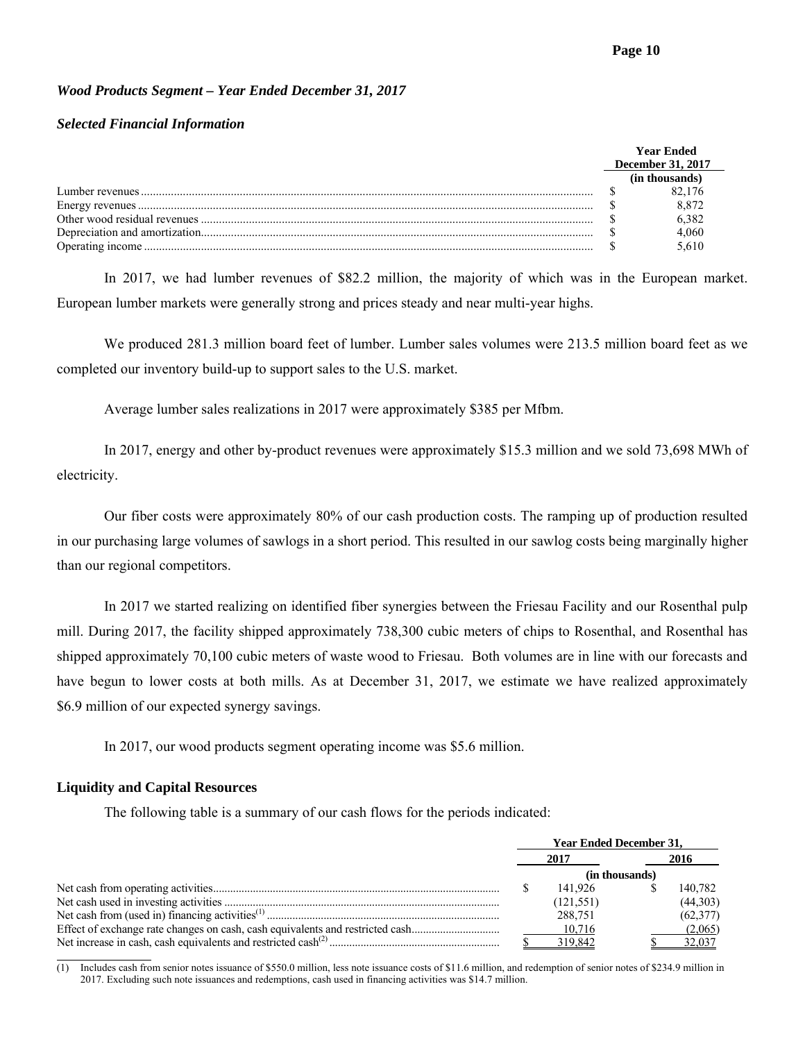*Wood Products Segment – Year Ended December 31, 2017*

*Selected Financial Information*

| | Year Ended December 31, 2017 |
|---|---|
| | (in thousands) |
| Lumber revenues | $ 82,176 |
| Energy revenues | $ 8,872 |
| Other wood residual revenues | $ 6,382 |
| Depreciation and amortization | $ 4,060 |
| Operating income | $ 5,610 |

In 2017, we had lumber revenues of $82.2 million, the majority of which was in the European market. European lumber markets were generally strong and prices steady and near multi-year highs.

We produced 281.3 million board feet of lumber. Lumber sales volumes were 213.5 million board feet as we completed our inventory build-up to support sales to the U.S. market.

Average lumber sales realizations in 2017 were approximately $385 per Mfbm.

In 2017, energy and other by-product revenues were approximately $15.3 million and we sold 73,698 MWh of electricity.

Our fiber costs were approximately 80% of our cash production costs. The ramping up of production resulted in our purchasing large volumes of sawlogs in a short period. This resulted in our sawlog costs being marginally higher than our regional competitors.

In 2017 we started realizing on identified fiber synergies between the Friesau Facility and our Rosenthal pulp mill. During 2017, the facility shipped approximately 738,300 cubic meters of chips to Rosenthal, and Rosenthal has shipped approximately 70,100 cubic meters of waste wood to Friesau. Both volumes are in line with our forecasts and have begun to lower costs at both mills. As at December 31, 2017, we estimate we have realized approximately $6.9 million of our expected synergy savings.

In 2017, our wood products segment operating income was $5.6 million.

## Liquidity and Capital Resources

The following table is a summary of our cash flows for the periods indicated:

| | Year Ended December 31, | |
|---|---|---|
| | 2017 | 2016 |
| | (in thousands) | |
| Net cash from operating activities | $ 141,926 | $ 140,782 |
| Net cash used in investing activities | (121,551) | (44,303) |
| Net cash from (used in) financing activities[(1)] | 288,751 | (62,377) |
| Effect of exchange rate changes on cash, cash equivalents and restricted cash | 10,716 | (2,065) |
| Net increase in cash, cash equivalents and restricted cash[(2)] | $ 319,842 | $ 32,037 |

(1) Includes cash from senior notes issuance of $550.0 million, less note issuance costs of $11.6 million, and redemption of senior notes of $234.9 million in 2017. Excluding such note issuances and redemptions, cash used in financing activities was $14.7 million.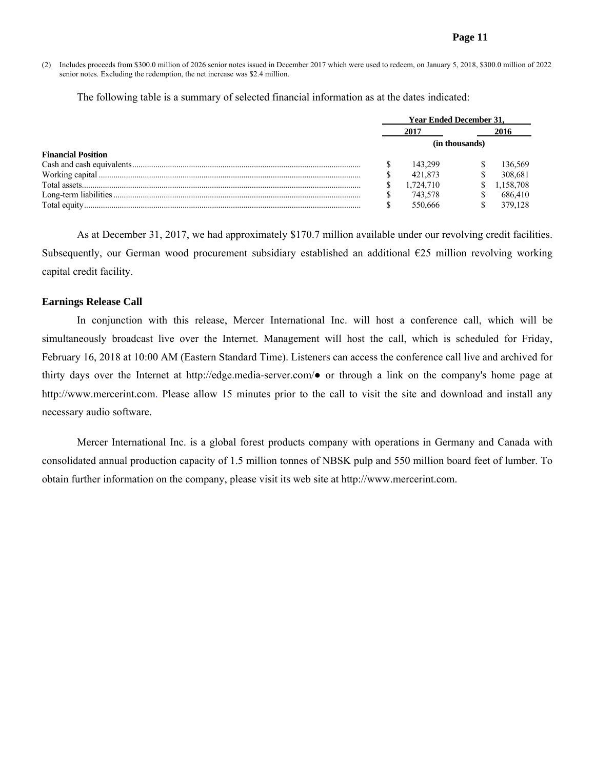(2) Includes proceeds from $300.0 million of 2026 senior notes issued in December 2017 which were used to redeem, on January 5, 2018, $300.0 million of 2022 senior notes. Excluding the redemption, the net increase was $2.4 million.

The following table is a summary of selected financial information as at the dates indicated:

| | Year Ended December 31, | |
|---|---|---|
| | 2017 | 2016 |
| | (in thousands) | |
| **Financial Position** | | |
| Cash and cash equivalents | $ 143,299 | $ 136,569 |
| Working capital | $ 421,873 | $ 308,681 |
| Total assets | $ 1,724,710 | $ 1,158,708 |
| Long-term liabilities | $ 743,578 | $ 686,410 |
| Total equity | $ 550,666 | $ 379,128 |

As at December 31, 2017, we had approximately $170.7 million available under our revolving credit facilities. Subsequently, our German wood procurement subsidiary established an additional €25 million revolving working capital credit facility.

## Earnings Release Call

In conjunction with this release, Mercer International Inc. will host a conference call, which will be simultaneously broadcast live over the Internet. Management will host the call, which is scheduled for Friday, February 16, 2018 at 10:00 AM (Eastern Standard Time). Listeners can access the conference call live and archived for thirty days over the Internet at http://edge.media-server.com/● or through a link on the company's home page at http://www.mercerint.com. Please allow 15 minutes prior to the call to visit the site and download and install any necessary audio software.

Mercer International Inc. is a global forest products company with operations in Germany and Canada with consolidated annual production capacity of 1.5 million tonnes of NBSK pulp and 550 million board feet of lumber. To obtain further information on the company, please visit its web site at http://www.mercerint.com.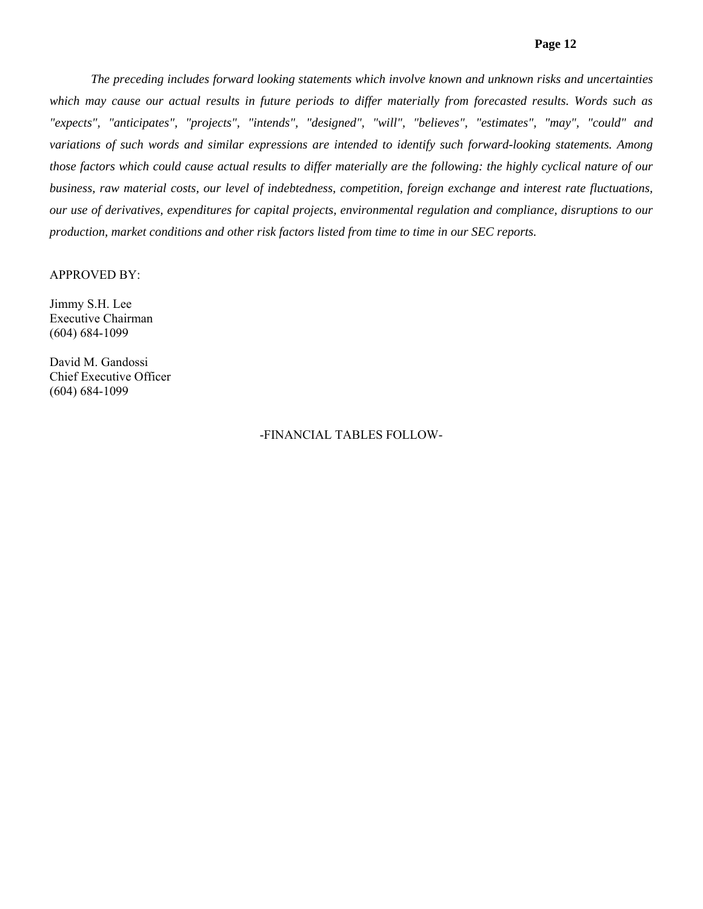*The preceding includes forward looking statements which involve known and unknown risks and uncertainties which may cause our actual results in future periods to differ materially from forecasted results. Words such as "expects", "anticipates", "projects", "intends", "designed", "will", "believes", "estimates", "may", "could" and variations of such words and similar expressions are intended to identify such forward-looking statements. Among those factors which could cause actual results to differ materially are the following: the highly cyclical nature of our business, raw material costs, our level of indebtedness, competition, foreign exchange and interest rate fluctuations, our use of derivatives, expenditures for capital projects, environmental regulation and compliance, disruptions to our production, market conditions and other risk factors listed from time to time in our SEC reports.*

APPROVED BY:

Jimmy S.H. Lee
Executive Chairman
(604) 684-1099

David M. Gandossi
Chief Executive Officer
(604) 684-1099

-FINANCIAL TABLES FOLLOW-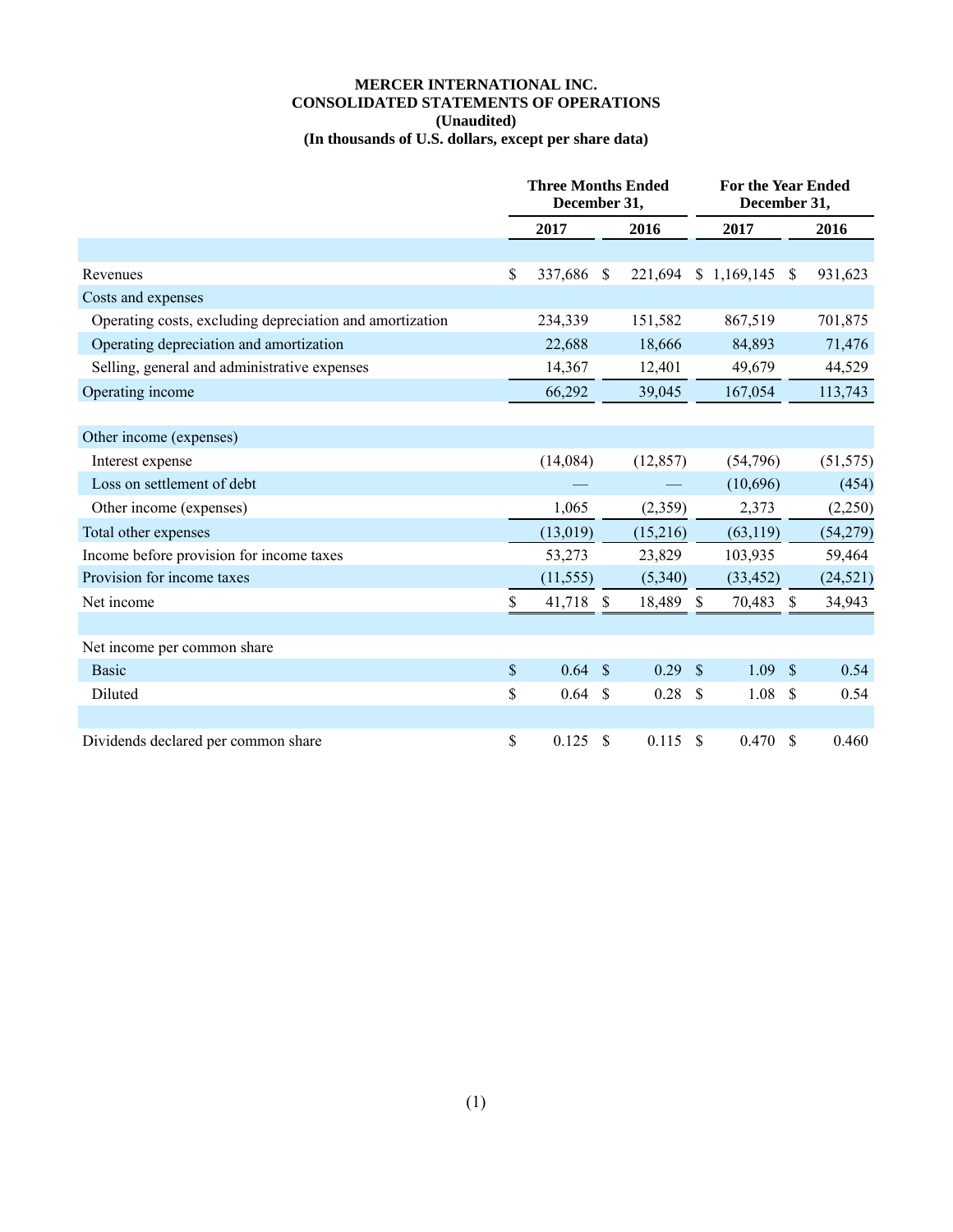**MERCER INTERNATIONAL INC.**
**CONSOLIDATED STATEMENTS OF OPERATIONS**
**(Unaudited)**
**(In thousands of U.S. dollars, except per share data)**

| | Three Months Ended December 31, | | For the Year Ended December 31, | |
|---|---|---|---|---|
| | 2017 | 2016 | 2017 | 2016 |
| Revenues | $ 337,686 | $ 221,694 | $ 1,169,145 | $ 931,623 |
| Costs and expenses | | | | |
| Operating costs, excluding depreciation and amortization | 234,339 | 151,582 | 867,519 | 701,875 |
| Operating depreciation and amortization | 22,688 | 18,666 | 84,893 | 71,476 |
| Selling, general and administrative expenses | 14,367 | 12,401 | 49,679 | 44,529 |
| Operating income | 66,292 | 39,045 | 167,054 | 113,743 |
| Other income (expenses) | | | | |
| Interest expense | (14,084) | (12,857) | (54,796) | (51,575) |
| Loss on settlement of debt | — | — | (10,696) | (454) |
| Other income (expenses) | 1,065 | (2,359) | 2,373 | (2,250) |
| Total other expenses | (13,019) | (15,216) | (63,119) | (54,279) |
| Income before provision for income taxes | 53,273 | 23,829 | 103,935 | 59,464 |
| Provision for income taxes | (11,555) | (5,340) | (33,452) | (24,521) |
| Net income | $ 41,718 | $ 18,489 | $ 70,483 | $ 34,943 |
| Net income per common share | | | | |
| Basic | $ 0.64 | $ 0.29 | $ 1.09 | $ 0.54 |
| Diluted | $ 0.64 | $ 0.28 | $ 1.08 | $ 0.54 |
| Dividends declared per common share | $ 0.125 | $ 0.115 | $ 0.470 | $ 0.460 |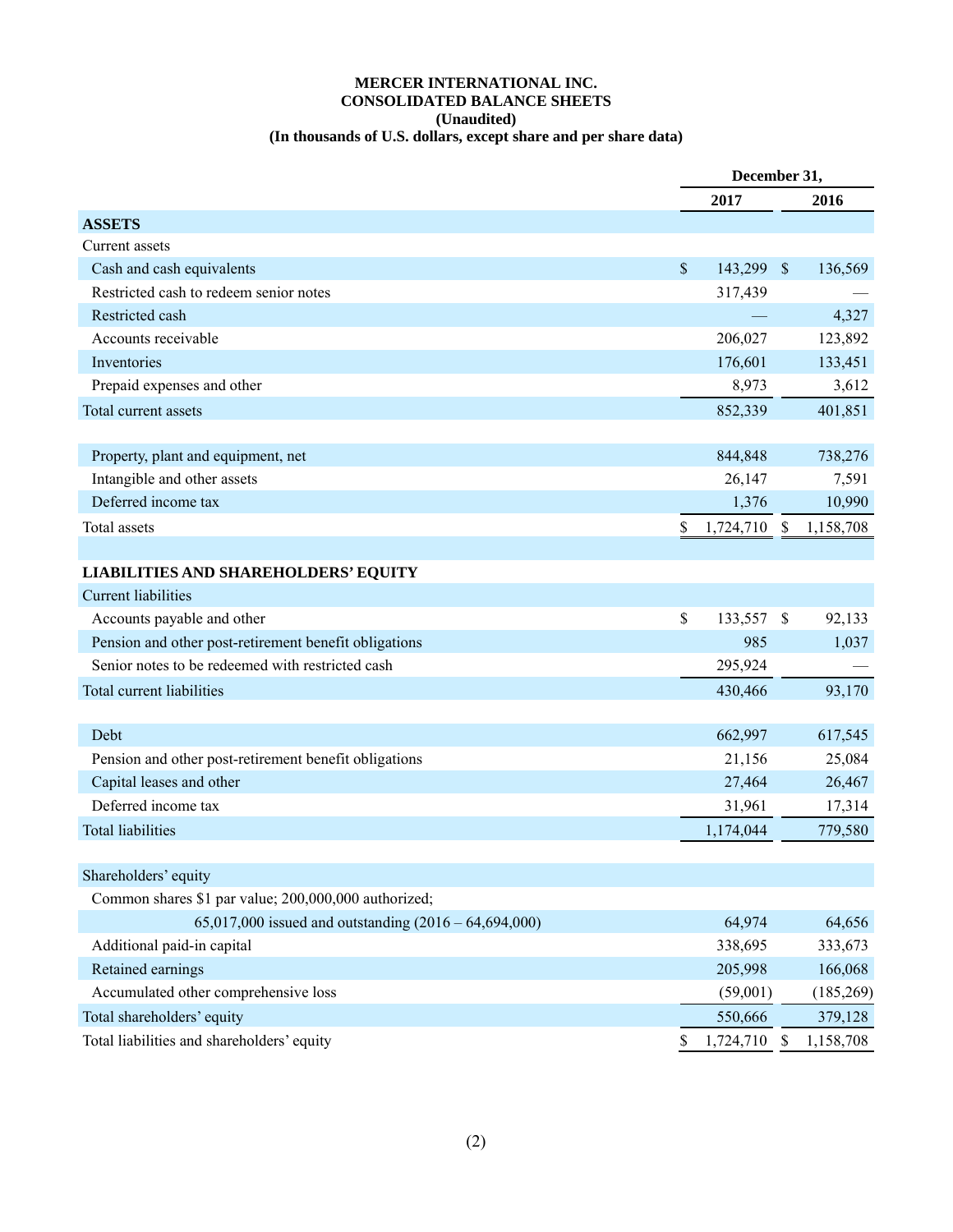# MERCER INTERNATIONAL INC.
## CONSOLIDATED BALANCE SHEETS
### (Unaudited)
### (In thousands of U.S. dollars, except share and per share data)

| | December 31, | |
|---|---|---|
| | 2017 | 2016 |
| **ASSETS** | | |
| Current assets | | |
| Cash and cash equivalents | $ 143,299 | $ 136,569 |
| Restricted cash to redeem senior notes | 317,439 | — |
| Restricted cash | — | 4,327 |
| Accounts receivable | 206,027 | 123,892 |
| Inventories | 176,601 | 133,451 |
| Prepaid expenses and other | 8,973 | 3,612 |
| Total current assets | 852,339 | 401,851 |
| Property, plant and equipment, net | 844,848 | 738,276 |
| Intangible and other assets | 26,147 | 7,591 |
| Deferred income tax | 1,376 | 10,990 |
| Total assets | $ 1,724,710 | $ 1,158,708 |
| **LIABILITIES AND SHAREHOLDERS' EQUITY** | | |
| Current liabilities | | |
| Accounts payable and other | $ 133,557 | $ 92,133 |
| Pension and other post-retirement benefit obligations | 985 | 1,037 |
| Senior notes to be redeemed with restricted cash | 295,924 | — |
| Total current liabilities | 430,466 | 93,170 |
| Debt | 662,997 | 617,545 |
| Pension and other post-retirement benefit obligations | 21,156 | 25,084 |
| Capital leases and other | 27,464 | 26,467 |
| Deferred income tax | 31,961 | 17,314 |
| Total liabilities | 1,174,044 | 779,580 |
| Shareholders' equity | | |
| Common shares $1 par value; 200,000,000 authorized; | | |
| 65,017,000 issued and outstanding (2016 – 64,694,000) | 64,974 | 64,656 |
| Additional paid-in capital | 338,695 | 333,673 |
| Retained earnings | 205,998 | 166,068 |
| Accumulated other comprehensive loss | (59,001) | (185,269) |
| Total shareholders' equity | 550,666 | 379,128 |
| Total liabilities and shareholders' equity | $ 1,724,710 | $ 1,158,708 |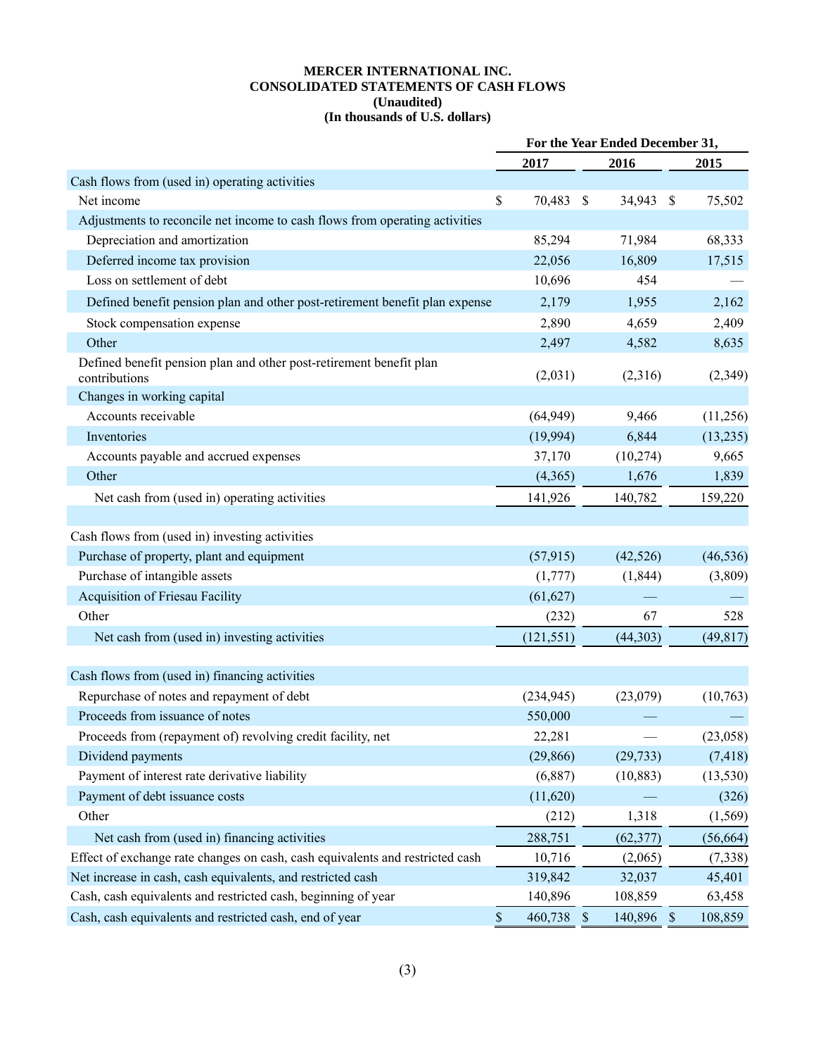# MERCER INTERNATIONAL INC.
## CONSOLIDATED STATEMENTS OF CASH FLOWS
### (Unaudited)
### (In thousands of U.S. dollars)

| | For the Year Ended December 31, | | |
|---|---|---|---|
| | 2017 | 2016 | 2015 |
| Cash flows from (used in) operating activities | | | |
| Net income | $ 70,483 | $ 34,943 | $ 75,502 |
| Adjustments to reconcile net income to cash flows from operating activities | | | |
| Depreciation and amortization | 85,294 | 71,984 | 68,333 |
| Deferred income tax provision | 22,056 | 16,809 | 17,515 |
| Loss on settlement of debt | 10,696 | 454 | — |
| Defined benefit pension plan and other post-retirement benefit plan expense | 2,179 | 1,955 | 2,162 |
| Stock compensation expense | 2,890 | 4,659 | 2,409 |
| Other | 2,497 | 4,582 | 8,635 |
| Defined benefit pension plan and other post-retirement benefit plan contributions | (2,031) | (2,316) | (2,349) |
| Changes in working capital | | | |
| Accounts receivable | (64,949) | 9,466 | (11,256) |
| Inventories | (19,994) | 6,844 | (13,235) |
| Accounts payable and accrued expenses | 37,170 | (10,274) | 9,665 |
| Other | (4,365) | 1,676 | 1,839 |
| Net cash from (used in) operating activities | 141,926 | 140,782 | 159,220 |
| | | | |
| Cash flows from (used in) investing activities | | | |
| Purchase of property, plant and equipment | (57,915) | (42,526) | (46,536) |
| Purchase of intangible assets | (1,777) | (1,844) | (3,809) |
| Acquisition of Friesau Facility | (61,627) | — | — |
| Other | (232) | 67 | 528 |
| Net cash from (used in) investing activities | (121,551) | (44,303) | (49,817) |
| | | | |
| Cash flows from (used in) financing activities | | | |
| Repurchase of notes and repayment of debt | (234,945) | (23,079) | (10,763) |
| Proceeds from issuance of notes | 550,000 | — | — |
| Proceeds from (repayment of) revolving credit facility, net | 22,281 | — | (23,058) |
| Dividend payments | (29,866) | (29,733) | (7,418) |
| Payment of interest rate derivative liability | (6,887) | (10,883) | (13,530) |
| Payment of debt issuance costs | (11,620) | — | (326) |
| Other | (212) | 1,318 | (1,569) |
| Net cash from (used in) financing activities | 288,751 | (62,377) | (56,664) |
| Effect of exchange rate changes on cash, cash equivalents and restricted cash | 10,716 | (2,065) | (7,338) |
| Net increase in cash, cash equivalents, and restricted cash | 319,842 | 32,037 | 45,401 |
| Cash, cash equivalents and restricted cash, beginning of year | 140,896 | 108,859 | 63,458 |
| Cash, cash equivalents and restricted cash, end of year | $ 460,738 | $ 140,896 | $ 108,859 |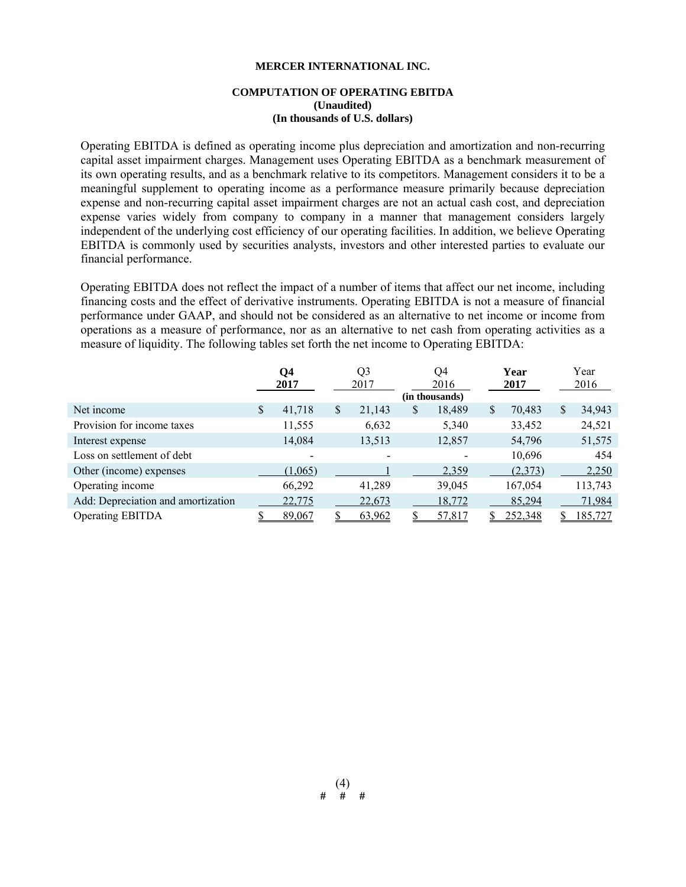**MERCER INTERNATIONAL INC.**

**COMPUTATION OF OPERATING EBITDA**
**(Unaudited)**
**(In thousands of U.S. dollars)**

Operating EBITDA is defined as operating income plus depreciation and amortization and non-recurring capital asset impairment charges. Management uses Operating EBITDA as a benchmark measurement of its own operating results, and as a benchmark relative to its competitors. Management considers it to be a meaningful supplement to operating income as a performance measure primarily because depreciation expense and non-recurring capital asset impairment charges are not an actual cash cost, and depreciation expense varies widely from company to company in a manner that management considers largely independent of the underlying cost efficiency of our operating facilities. In addition, we believe Operating EBITDA is commonly used by securities analysts, investors and other interested parties to evaluate our financial performance.

Operating EBITDA does not reflect the impact of a number of items that affect our net income, including financing costs and the effect of derivative instruments. Operating EBITDA is not a measure of financial performance under GAAP, and should not be considered as an alternative to net income or income from operations as a measure of performance, nor as an alternative to net cash from operating activities as a measure of liquidity. The following tables set forth the net income to Operating EBITDA:

| | **Q4 2017** | Q3 2017 | Q4 2016 | **Year 2017** | Year 2016 |
|---|---|---|---|---|---|
| | | | **(in thousands)** | | |
| Net income | $ 41,718 | $ 21,143 | $ 18,489 | $ 70,483 | $ 34,943 |
| Provision for income taxes | 11,555 | 6,632 | 5,340 | 33,452 | 24,521 |
| Interest expense | 14,084 | 13,513 | 12,857 | 54,796 | 51,575 |
| Loss on settlement of debt | - | - | - | 10,696 | 454 |
| Other (income) expenses | (1,065) | 1 | 2,359 | (2,373) | 2,250 |
| Operating income | 66,292 | 41,289 | 39,045 | 167,054 | 113,743 |
| Add: Depreciation and amortization | 22,775 | 22,673 | 18,772 | 85,294 | 71,984 |
| Operating EBITDA | $ 89,067 | $ 63,962 | $ 57,817 | $ 252,348 | $ 185,727 |

(4)

# # #